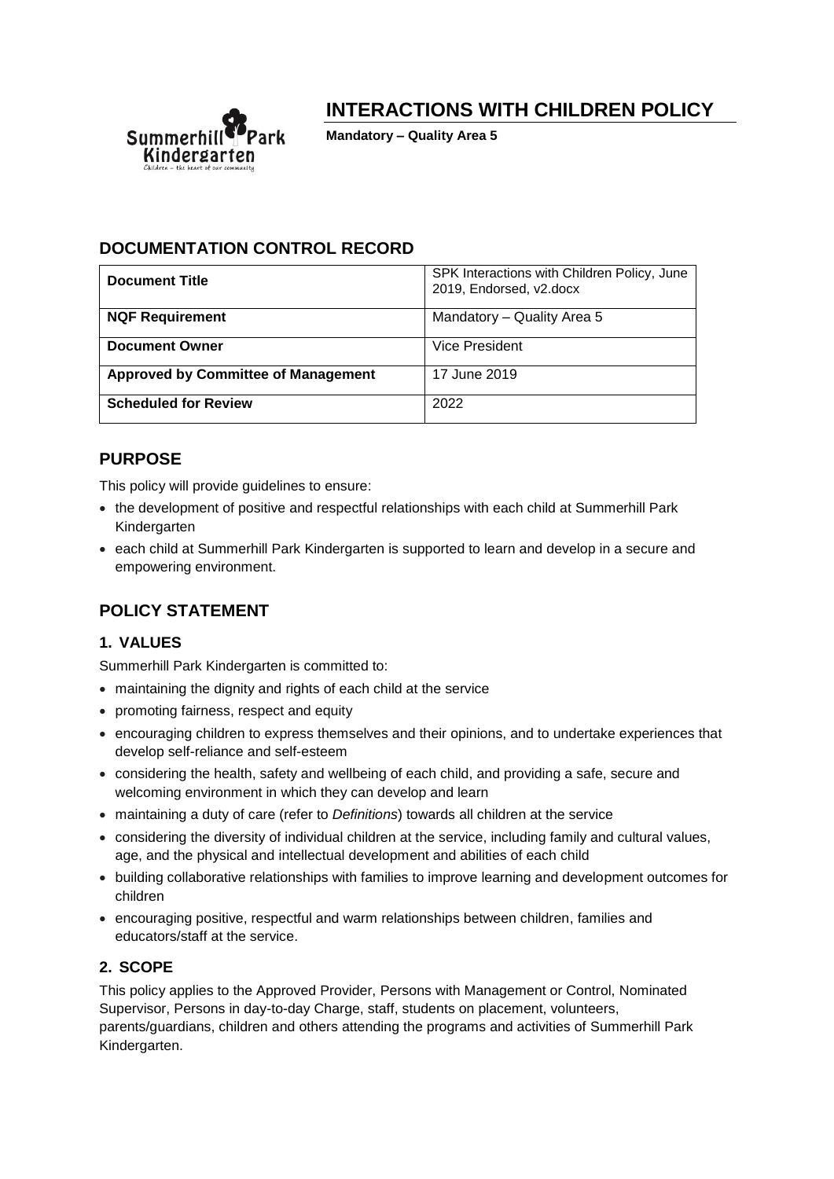# INTERACTIONS WITH CHILDREN POLICY

**Mandatory – Quality Area 5**

## DOCUMENTATION CONTROL RECORD

| **Document Title** | SPK Interactions with Children Policy, June 2019, Endorsed, v2.docx |
|---|---|
| **NQF Requirement** | Mandatory – Quality Area 5 |
| **Document Owner** | Vice President |
| **Approved by Committee of Management** | 17 June 2019 |
| **Scheduled for Review** | 2022 |

## PURPOSE

This policy will provide guidelines to ensure:

- the development of positive and respectful relationships with each child at Summerhill Park Kindergarten
- each child at Summerhill Park Kindergarten is supported to learn and develop in a secure and empowering environment.

## POLICY STATEMENT

### 1. VALUES

Summerhill Park Kindergarten is committed to:

- maintaining the dignity and rights of each child at the service
- promoting fairness, respect and equity
- encouraging children to express themselves and their opinions, and to undertake experiences that develop self-reliance and self-esteem
- considering the health, safety and wellbeing of each child, and providing a safe, secure and welcoming environment in which they can develop and learn
- maintaining a duty of care (refer to *Definitions*) towards all children at the service
- considering the diversity of individual children at the service, including family and cultural values, age, and the physical and intellectual development and abilities of each child
- building collaborative relationships with families to improve learning and development outcomes for children
- encouraging positive, respectful and warm relationships between children, families and educators/staff at the service.

### 2. SCOPE

This policy applies to the Approved Provider, Persons with Management or Control, Nominated Supervisor, Persons in day-to-day Charge, staff, students on placement, volunteers, parents/guardians, children and others attending the programs and activities of Summerhill Park Kindergarten.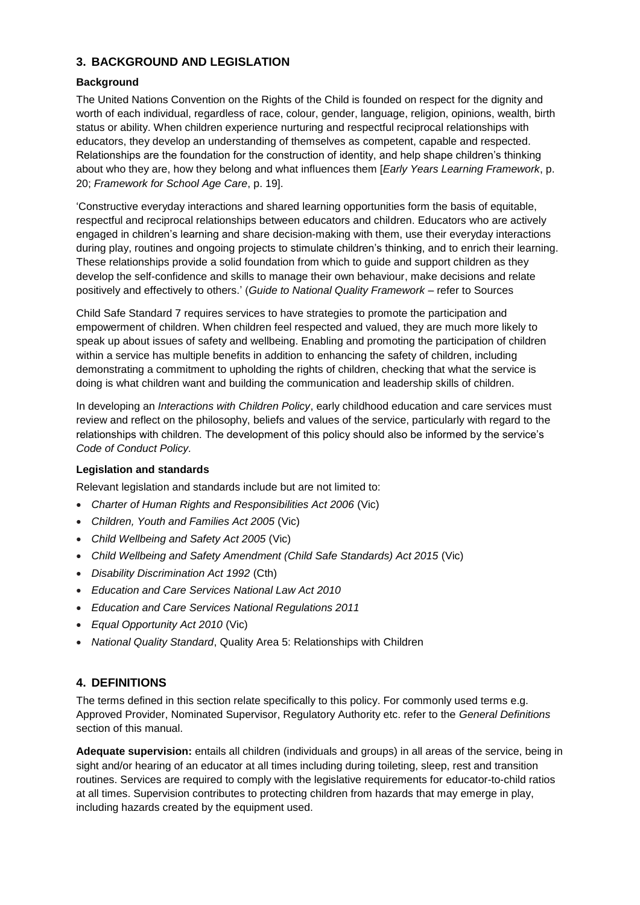## 3. BACKGROUND AND LEGISLATION

### Background

The United Nations Convention on the Rights of the Child is founded on respect for the dignity and worth of each individual, regardless of race, colour, gender, language, religion, opinions, wealth, birth status or ability. When children experience nurturing and respectful reciprocal relationships with educators, they develop an understanding of themselves as competent, capable and respected. Relationships are the foundation for the construction of identity, and help shape children's thinking about who they are, how they belong and what influences them [*Early Years Learning Framework*, p. 20; *Framework for School Age Care*, p. 19].

'Constructive everyday interactions and shared learning opportunities form the basis of equitable, respectful and reciprocal relationships between educators and children. Educators who are actively engaged in children's learning and share decision-making with them, use their everyday interactions during play, routines and ongoing projects to stimulate children's thinking, and to enrich their learning. These relationships provide a solid foundation from which to guide and support children as they develop the self-confidence and skills to manage their own behaviour, make decisions and relate positively and effectively to others.' (*Guide to National Quality Framework* – refer to Sources

Child Safe Standard 7 requires services to have strategies to promote the participation and empowerment of children. When children feel respected and valued, they are much more likely to speak up about issues of safety and wellbeing. Enabling and promoting the participation of children within a service has multiple benefits in addition to enhancing the safety of children, including demonstrating a commitment to upholding the rights of children, checking that what the service is doing is what children want and building the communication and leadership skills of children.

In developing an *Interactions with Children Policy*, early childhood education and care services must review and reflect on the philosophy, beliefs and values of the service, particularly with regard to the relationships with children. The development of this policy should also be informed by the service's *Code of Conduct Policy*.

### Legislation and standards

Relevant legislation and standards include but are not limited to:

- *Charter of Human Rights and Responsibilities Act 2006* (Vic)
- *Children, Youth and Families Act 2005* (Vic)
- *Child Wellbeing and Safety Act 2005* (Vic)
- *Child Wellbeing and Safety Amendment (Child Safe Standards) Act 2015* (Vic)
- *Disability Discrimination Act 1992* (Cth)
- *Education and Care Services National Law Act 2010*
- *Education and Care Services National Regulations 2011*
- *Equal Opportunity Act 2010* (Vic)
- *National Quality Standard*, Quality Area 5: Relationships with Children

## 4. DEFINITIONS

The terms defined in this section relate specifically to this policy. For commonly used terms e.g. Approved Provider, Nominated Supervisor, Regulatory Authority etc. refer to the *General Definitions* section of this manual.

**Adequate supervision:** entails all children (individuals and groups) in all areas of the service, being in sight and/or hearing of an educator at all times including during toileting, sleep, rest and transition routines. Services are required to comply with the legislative requirements for educator-to-child ratios at all times. Supervision contributes to protecting children from hazards that may emerge in play, including hazards created by the equipment used.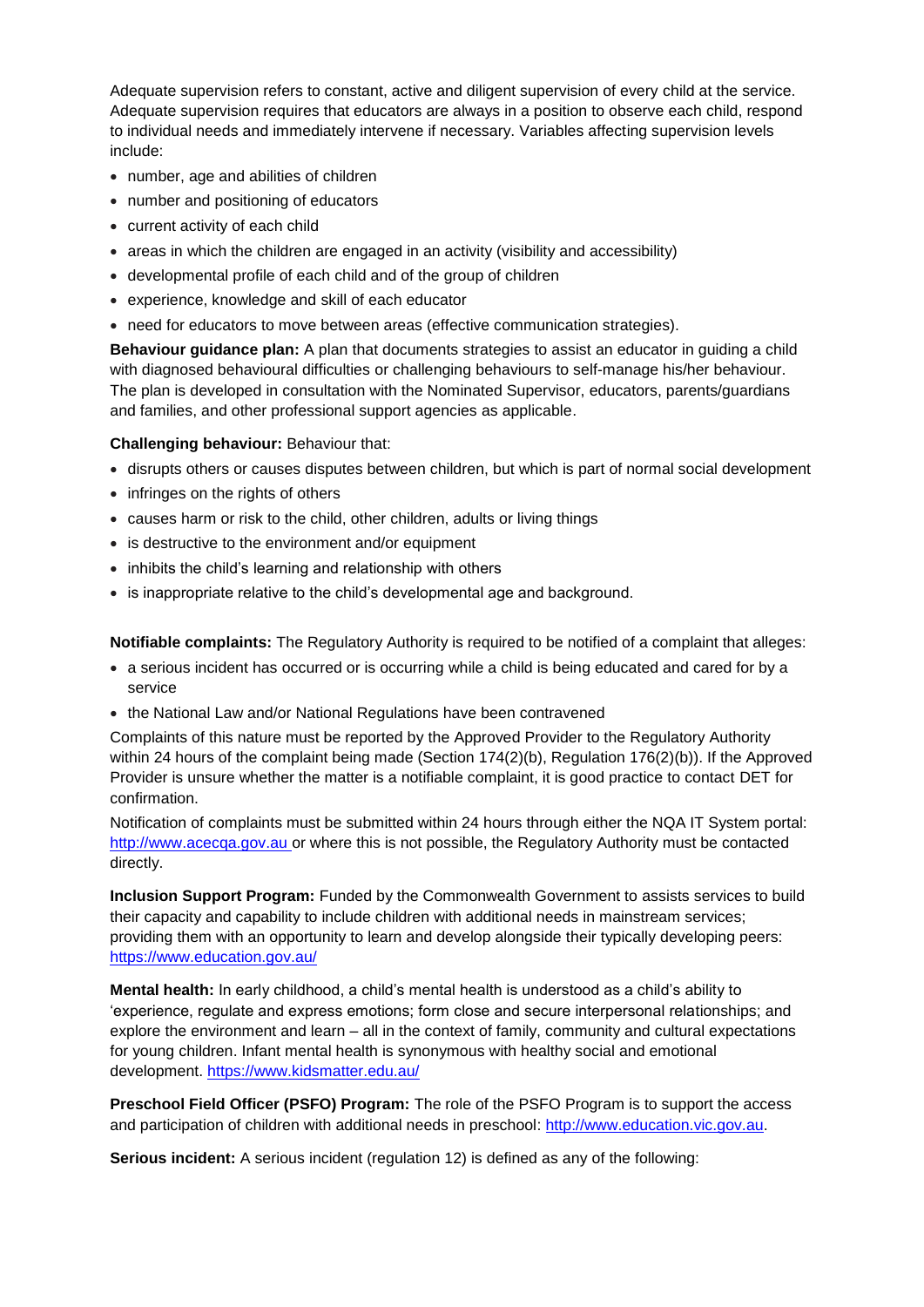Adequate supervision refers to constant, active and diligent supervision of every child at the service. Adequate supervision requires that educators are always in a position to observe each child, respond to individual needs and immediately intervene if necessary. Variables affecting supervision levels include:

- number, age and abilities of children
- number and positioning of educators
- current activity of each child
- areas in which the children are engaged in an activity (visibility and accessibility)
- developmental profile of each child and of the group of children
- experience, knowledge and skill of each educator
- need for educators to move between areas (effective communication strategies).

**Behaviour guidance plan:** A plan that documents strategies to assist an educator in guiding a child with diagnosed behavioural difficulties or challenging behaviours to self-manage his/her behaviour. The plan is developed in consultation with the Nominated Supervisor, educators, parents/guardians and families, and other professional support agencies as applicable.

**Challenging behaviour:** Behaviour that:

- disrupts others or causes disputes between children, but which is part of normal social development
- infringes on the rights of others
- causes harm or risk to the child, other children, adults or living things
- is destructive to the environment and/or equipment
- inhibits the child's learning and relationship with others
- is inappropriate relative to the child's developmental age and background.

**Notifiable complaints:** The Regulatory Authority is required to be notified of a complaint that alleges:

- a serious incident has occurred or is occurring while a child is being educated and cared for by a service
- the National Law and/or National Regulations have been contravened

Complaints of this nature must be reported by the Approved Provider to the Regulatory Authority within 24 hours of the complaint being made (Section 174(2)(b), Regulation 176(2)(b)). If the Approved Provider is unsure whether the matter is a notifiable complaint, it is good practice to contact DET for confirmation.

Notification of complaints must be submitted within 24 hours through either the NQA IT System portal: http://www.acecqa.gov.au or where this is not possible, the Regulatory Authority must be contacted directly.

**Inclusion Support Program:** Funded by the Commonwealth Government to assists services to build their capacity and capability to include children with additional needs in mainstream services; providing them with an opportunity to learn and develop alongside their typically developing peers: https://www.education.gov.au/

**Mental health:** In early childhood, a child's mental health is understood as a child's ability to 'experience, regulate and express emotions; form close and secure interpersonal relationships; and explore the environment and learn – all in the context of family, community and cultural expectations for young children. Infant mental health is synonymous with healthy social and emotional development. https://www.kidsmatter.edu.au/

**Preschool Field Officer (PSFO) Program:** The role of the PSFO Program is to support the access and participation of children with additional needs in preschool: http://www.education.vic.gov.au.

**Serious incident:** A serious incident (regulation 12) is defined as any of the following: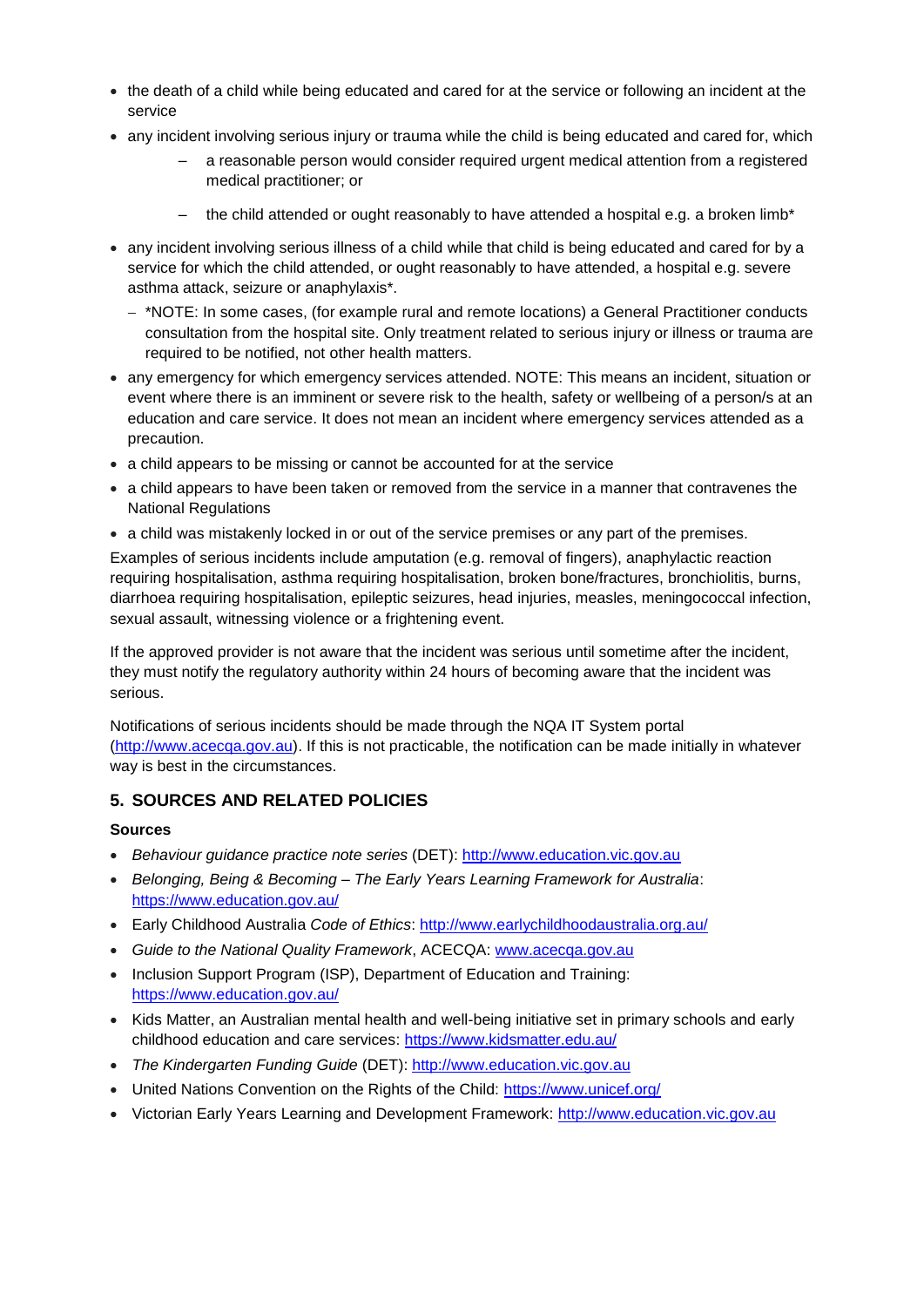- the death of a child while being educated and cared for at the service or following an incident at the service
- any incident involving serious injury or trauma while the child is being educated and cared for, which
  - a reasonable person would consider required urgent medical attention from a registered medical practitioner; or
  - the child attended or ought reasonably to have attended a hospital e.g. a broken limb*
- any incident involving serious illness of a child while that child is being educated and cared for by a service for which the child attended, or ought reasonably to have attended, a hospital e.g. severe asthma attack, seizure or anaphylaxis*.
  - *NOTE: In some cases, (for example rural and remote locations) a General Practitioner conducts consultation from the hospital site. Only treatment related to serious injury or illness or trauma are required to be notified, not other health matters.
- any emergency for which emergency services attended. NOTE: This means an incident, situation or event where there is an imminent or severe risk to the health, safety or wellbeing of a person/s at an education and care service. It does not mean an incident where emergency services attended as a precaution.
- a child appears to be missing or cannot be accounted for at the service
- a child appears to have been taken or removed from the service in a manner that contravenes the National Regulations
- a child was mistakenly locked in or out of the service premises or any part of the premises.

Examples of serious incidents include amputation (e.g. removal of fingers), anaphylactic reaction requiring hospitalisation, asthma requiring hospitalisation, broken bone/fractures, bronchiolitis, burns, diarrhoea requiring hospitalisation, epileptic seizures, head injuries, measles, meningococcal infection, sexual assault, witnessing violence or a frightening event.

If the approved provider is not aware that the incident was serious until sometime after the incident, they must notify the regulatory authority within 24 hours of becoming aware that the incident was serious.

Notifications of serious incidents should be made through the NQA IT System portal (http://www.acecqa.gov.au). If this is not practicable, the notification can be made initially in whatever way is best in the circumstances.

## 5. SOURCES AND RELATED POLICIES

**Sources**

- *Behaviour guidance practice note series* (DET): http://www.education.vic.gov.au
- *Belonging, Being & Becoming – The Early Years Learning Framework for Australia*: https://www.education.gov.au/
- Early Childhood Australia *Code of Ethics*: http://www.earlychildhoodaustralia.org.au/
- *Guide to the National Quality Framework*, ACECQA: www.acecqa.gov.au
- Inclusion Support Program (ISP), Department of Education and Training: https://www.education.gov.au/
- Kids Matter, an Australian mental health and well-being initiative set in primary schools and early childhood education and care services: https://www.kidsmatter.edu.au/
- *The Kindergarten Funding Guide* (DET): http://www.education.vic.gov.au
- United Nations Convention on the Rights of the Child: https://www.unicef.org/
- Victorian Early Years Learning and Development Framework: http://www.education.vic.gov.au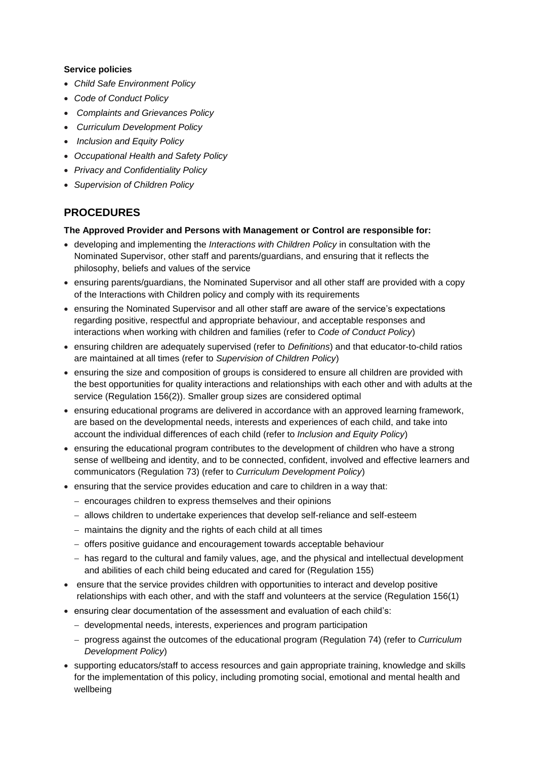**Service policies**

- *Child Safe Environment Policy*
- *Code of Conduct Policy*
- *Complaints and Grievances Policy*
- *Curriculum Development Policy*
- *Inclusion and Equity Policy*
- *Occupational Health and Safety Policy*
- *Privacy and Confidentiality Policy*
- *Supervision of Children Policy*

## PROCEDURES

**The Approved Provider and Persons with Management or Control are responsible for:**

- developing and implementing the *Interactions with Children Policy* in consultation with the Nominated Supervisor, other staff and parents/guardians, and ensuring that it reflects the philosophy, beliefs and values of the service
- ensuring parents/guardians, the Nominated Supervisor and all other staff are provided with a copy of the Interactions with Children policy and comply with its requirements
- ensuring the Nominated Supervisor and all other staff are aware of the service's expectations regarding positive, respectful and appropriate behaviour, and acceptable responses and interactions when working with children and families (refer to *Code of Conduct Policy*)
- ensuring children are adequately supervised (refer to *Definitions*) and that educator-to-child ratios are maintained at all times (refer to *Supervision of Children Policy*)
- ensuring the size and composition of groups is considered to ensure all children are provided with the best opportunities for quality interactions and relationships with each other and with adults at the service (Regulation 156(2)). Smaller group sizes are considered optimal
- ensuring educational programs are delivered in accordance with an approved learning framework, are based on the developmental needs, interests and experiences of each child, and take into account the individual differences of each child (refer to *Inclusion and Equity Policy*)
- ensuring the educational program contributes to the development of children who have a strong sense of wellbeing and identity, and to be connected, confident, involved and effective learners and communicators (Regulation 73) (refer to *Curriculum Development Policy*)
- ensuring that the service provides education and care to children in a way that:
  - encourages children to express themselves and their opinions
  - allows children to undertake experiences that develop self-reliance and self-esteem
  - maintains the dignity and the rights of each child at all times
  - offers positive guidance and encouragement towards acceptable behaviour
  - has regard to the cultural and family values, age, and the physical and intellectual development and abilities of each child being educated and cared for (Regulation 155)
- ensure that the service provides children with opportunities to interact and develop positive relationships with each other, and with the staff and volunteers at the service (Regulation 156(1)
- ensuring clear documentation of the assessment and evaluation of each child's:
  - developmental needs, interests, experiences and program participation
  - progress against the outcomes of the educational program (Regulation 74) (refer to *Curriculum Development Policy*)
- supporting educators/staff to access resources and gain appropriate training, knowledge and skills for the implementation of this policy, including promoting social, emotional and mental health and wellbeing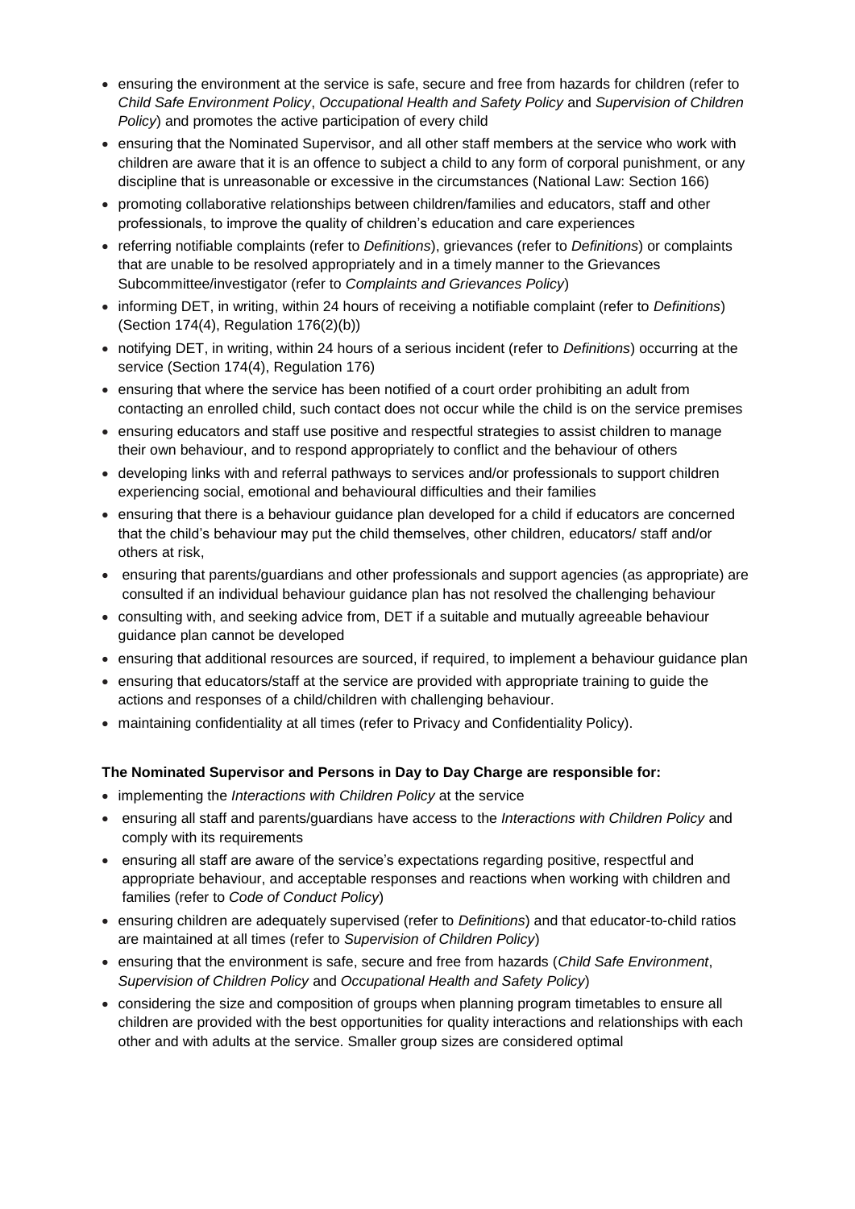- ensuring the environment at the service is safe, secure and free from hazards for children (refer to *Child Safe Environment Policy*, *Occupational Health and Safety Policy* and *Supervision of Children Policy*) and promotes the active participation of every child
- ensuring that the Nominated Supervisor, and all other staff members at the service who work with children are aware that it is an offence to subject a child to any form of corporal punishment, or any discipline that is unreasonable or excessive in the circumstances (National Law: Section 166)
- promoting collaborative relationships between children/families and educators, staff and other professionals, to improve the quality of children's education and care experiences
- referring notifiable complaints (refer to *Definitions*), grievances (refer to *Definitions*) or complaints that are unable to be resolved appropriately and in a timely manner to the Grievances Subcommittee/investigator (refer to *Complaints and Grievances Policy*)
- informing DET, in writing, within 24 hours of receiving a notifiable complaint (refer to *Definitions*) (Section 174(4), Regulation 176(2)(b))
- notifying DET, in writing, within 24 hours of a serious incident (refer to *Definitions*) occurring at the service (Section 174(4), Regulation 176)
- ensuring that where the service has been notified of a court order prohibiting an adult from contacting an enrolled child, such contact does not occur while the child is on the service premises
- ensuring educators and staff use positive and respectful strategies to assist children to manage their own behaviour, and to respond appropriately to conflict and the behaviour of others
- developing links with and referral pathways to services and/or professionals to support children experiencing social, emotional and behavioural difficulties and their families
- ensuring that there is a behaviour guidance plan developed for a child if educators are concerned that the child's behaviour may put the child themselves, other children, educators/ staff and/or others at risk,
- ensuring that parents/guardians and other professionals and support agencies (as appropriate) are consulted if an individual behaviour guidance plan has not resolved the challenging behaviour
- consulting with, and seeking advice from, DET if a suitable and mutually agreeable behaviour guidance plan cannot be developed
- ensuring that additional resources are sourced, if required, to implement a behaviour guidance plan
- ensuring that educators/staff at the service are provided with appropriate training to guide the actions and responses of a child/children with challenging behaviour.
- maintaining confidentiality at all times (refer to Privacy and Confidentiality Policy).

**The Nominated Supervisor and Persons in Day to Day Charge are responsible for:**

- implementing the *Interactions with Children Policy* at the service
- ensuring all staff and parents/guardians have access to the *Interactions with Children Policy* and comply with its requirements
- ensuring all staff are aware of the service's expectations regarding positive, respectful and appropriate behaviour, and acceptable responses and reactions when working with children and families (refer to *Code of Conduct Policy*)
- ensuring children are adequately supervised (refer to *Definitions*) and that educator-to-child ratios are maintained at all times (refer to *Supervision of Children Policy*)
- ensuring that the environment is safe, secure and free from hazards (*Child Safe Environment*, *Supervision of Children Policy* and *Occupational Health and Safety Policy*)
- considering the size and composition of groups when planning program timetables to ensure all children are provided with the best opportunities for quality interactions and relationships with each other and with adults at the service. Smaller group sizes are considered optimal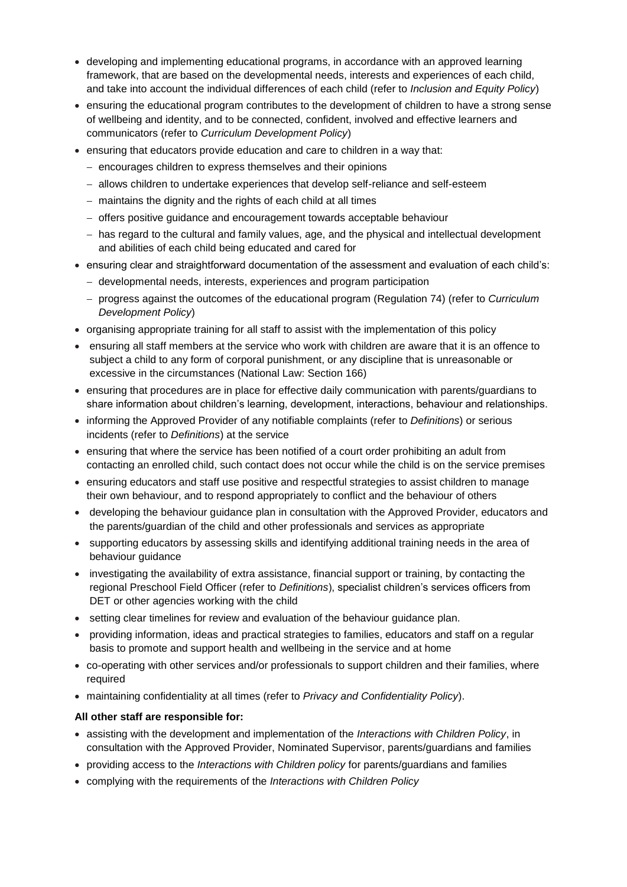- developing and implementing educational programs, in accordance with an approved learning framework, that are based on the developmental needs, interests and experiences of each child, and take into account the individual differences of each child (refer to *Inclusion and Equity Policy*)
- ensuring the educational program contributes to the development of children to have a strong sense of wellbeing and identity, and to be connected, confident, involved and effective learners and communicators (refer to *Curriculum Development Policy*)
- ensuring that educators provide education and care to children in a way that:
  - encourages children to express themselves and their opinions
  - allows children to undertake experiences that develop self-reliance and self-esteem
  - maintains the dignity and the rights of each child at all times
  - offers positive guidance and encouragement towards acceptable behaviour
  - has regard to the cultural and family values, age, and the physical and intellectual development and abilities of each child being educated and cared for
- ensuring clear and straightforward documentation of the assessment and evaluation of each child's:
  - developmental needs, interests, experiences and program participation
  - progress against the outcomes of the educational program (Regulation 74) (refer to *Curriculum Development Policy*)
- organising appropriate training for all staff to assist with the implementation of this policy
- ensuring all staff members at the service who work with children are aware that it is an offence to subject a child to any form of corporal punishment, or any discipline that is unreasonable or excessive in the circumstances (National Law: Section 166)
- ensuring that procedures are in place for effective daily communication with parents/guardians to share information about children's learning, development, interactions, behaviour and relationships.
- informing the Approved Provider of any notifiable complaints (refer to *Definitions*) or serious incidents (refer to *Definitions*) at the service
- ensuring that where the service has been notified of a court order prohibiting an adult from contacting an enrolled child, such contact does not occur while the child is on the service premises
- ensuring educators and staff use positive and respectful strategies to assist children to manage their own behaviour, and to respond appropriately to conflict and the behaviour of others
- developing the behaviour guidance plan in consultation with the Approved Provider, educators and the parents/guardian of the child and other professionals and services as appropriate
- supporting educators by assessing skills and identifying additional training needs in the area of behaviour guidance
- investigating the availability of extra assistance, financial support or training, by contacting the regional Preschool Field Officer (refer to *Definitions*), specialist children's services officers from DET or other agencies working with the child
- setting clear timelines for review and evaluation of the behaviour guidance plan.
- providing information, ideas and practical strategies to families, educators and staff on a regular basis to promote and support health and wellbeing in the service and at home
- co-operating with other services and/or professionals to support children and their families, where required
- maintaining confidentiality at all times (refer to *Privacy and Confidentiality Policy*).

**All other staff are responsible for:**

- assisting with the development and implementation of the *Interactions with Children Policy*, in consultation with the Approved Provider, Nominated Supervisor, parents/guardians and families
- providing access to the *Interactions with Children policy* for parents/guardians and families
- complying with the requirements of the *Interactions with Children Policy*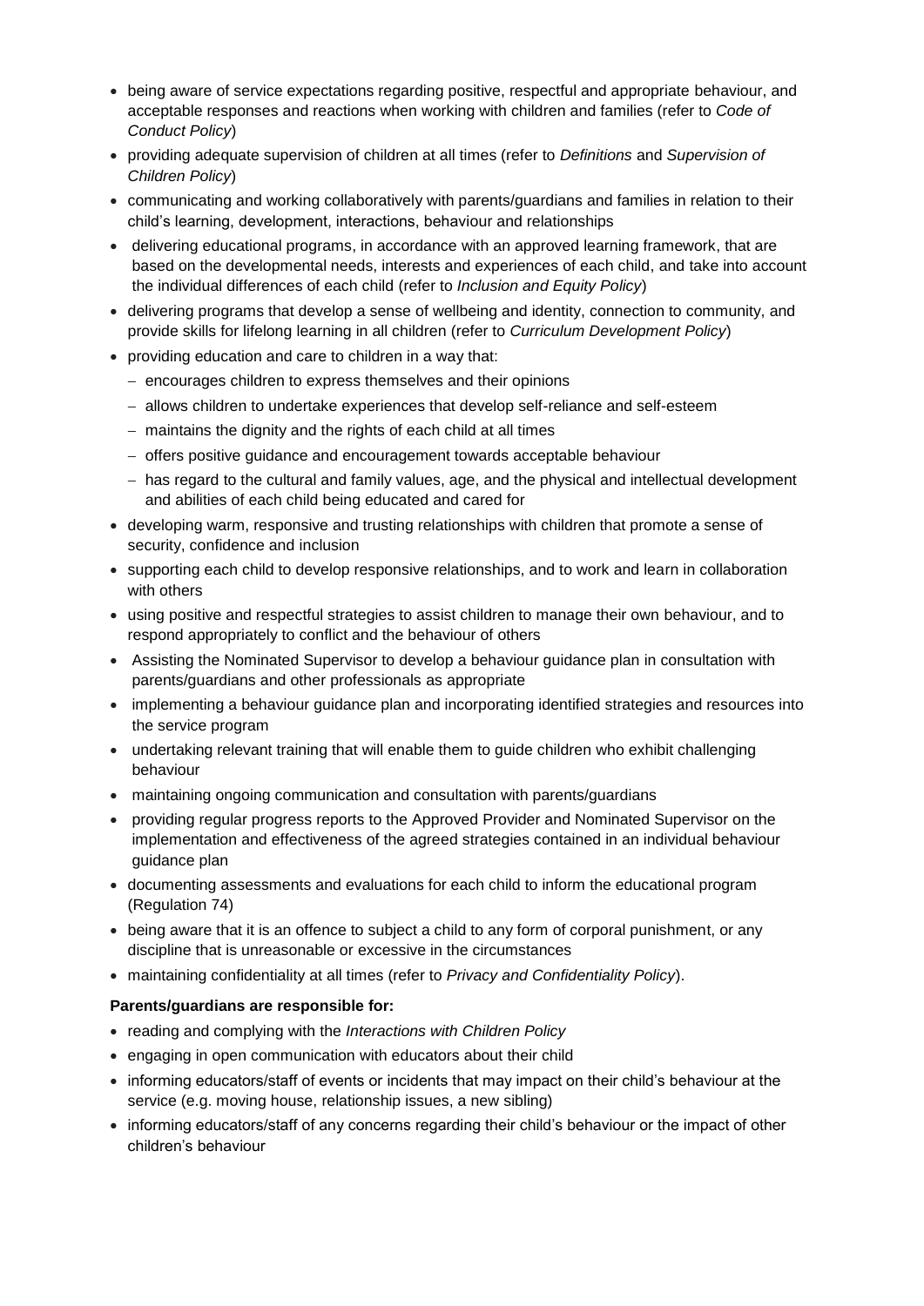- being aware of service expectations regarding positive, respectful and appropriate behaviour, and acceptable responses and reactions when working with children and families (refer to *Code of Conduct Policy*)
- providing adequate supervision of children at all times (refer to *Definitions* and *Supervision of Children Policy*)
- communicating and working collaboratively with parents/guardians and families in relation to their child's learning, development, interactions, behaviour and relationships
- delivering educational programs, in accordance with an approved learning framework, that are based on the developmental needs, interests and experiences of each child, and take into account the individual differences of each child (refer to *Inclusion and Equity Policy*)
- delivering programs that develop a sense of wellbeing and identity, connection to community, and provide skills for lifelong learning in all children (refer to *Curriculum Development Policy*)
- providing education and care to children in a way that:
  - encourages children to express themselves and their opinions
  - allows children to undertake experiences that develop self-reliance and self-esteem
  - maintains the dignity and the rights of each child at all times
  - offers positive guidance and encouragement towards acceptable behaviour
  - has regard to the cultural and family values, age, and the physical and intellectual development and abilities of each child being educated and cared for
- developing warm, responsive and trusting relationships with children that promote a sense of security, confidence and inclusion
- supporting each child to develop responsive relationships, and to work and learn in collaboration with others
- using positive and respectful strategies to assist children to manage their own behaviour, and to respond appropriately to conflict and the behaviour of others
- Assisting the Nominated Supervisor to develop a behaviour guidance plan in consultation with parents/guardians and other professionals as appropriate
- implementing a behaviour guidance plan and incorporating identified strategies and resources into the service program
- undertaking relevant training that will enable them to guide children who exhibit challenging behaviour
- maintaining ongoing communication and consultation with parents/guardians
- providing regular progress reports to the Approved Provider and Nominated Supervisor on the implementation and effectiveness of the agreed strategies contained in an individual behaviour guidance plan
- documenting assessments and evaluations for each child to inform the educational program (Regulation 74)
- being aware that it is an offence to subject a child to any form of corporal punishment, or any discipline that is unreasonable or excessive in the circumstances
- maintaining confidentiality at all times (refer to *Privacy and Confidentiality Policy*).

**Parents/guardians are responsible for:**

- reading and complying with the *Interactions with Children Policy*
- engaging in open communication with educators about their child
- informing educators/staff of events or incidents that may impact on their child's behaviour at the service (e.g. moving house, relationship issues, a new sibling)
- informing educators/staff of any concerns regarding their child's behaviour or the impact of other children's behaviour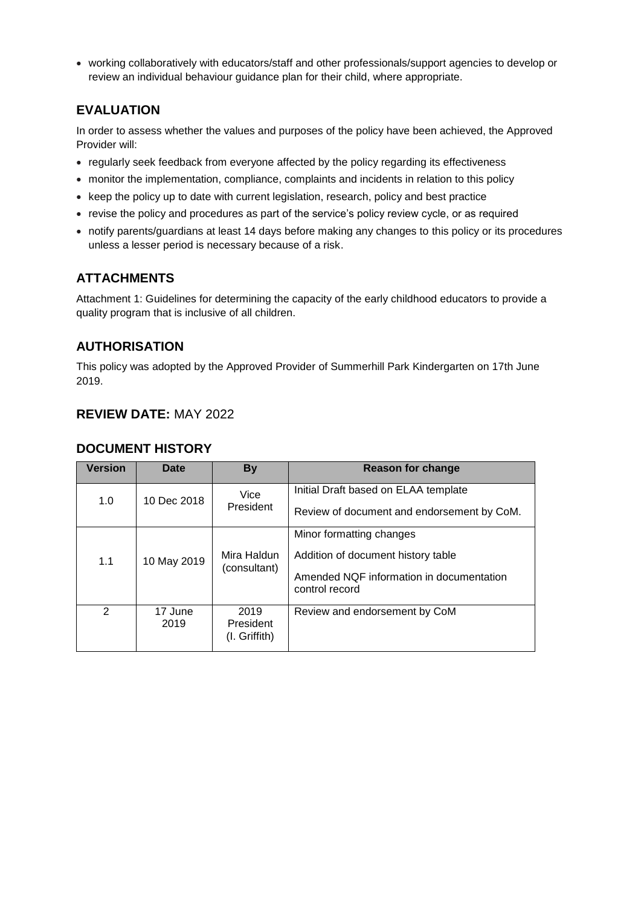- working collaboratively with educators/staff and other professionals/support agencies to develop or review an individual behaviour guidance plan for their child, where appropriate.

## EVALUATION

In order to assess whether the values and purposes of the policy have been achieved, the Approved Provider will:

- regularly seek feedback from everyone affected by the policy regarding its effectiveness
- monitor the implementation, compliance, complaints and incidents in relation to this policy
- keep the policy up to date with current legislation, research, policy and best practice
- revise the policy and procedures as part of the service's policy review cycle, or as required
- notify parents/guardians at least 14 days before making any changes to this policy or its procedures unless a lesser period is necessary because of a risk.

## ATTACHMENTS

Attachment 1: Guidelines for determining the capacity of the early childhood educators to provide a quality program that is inclusive of all children.

## AUTHORISATION

This policy was adopted by the Approved Provider of Summerhill Park Kindergarten on 17th June 2019.

## REVIEW DATE: MAY 2022

## DOCUMENT HISTORY

| Version | Date | By | Reason for change |
|---|---|---|---|
| 1.0 | 10 Dec 2018 | Vice President | Initial Draft based on ELAA template<br>Review of document and endorsement by CoM. |
| 1.1 | 10 May 2019 | Mira Haldun (consultant) | Minor formatting changes<br>Addition of document history table<br>Amended NQF information in documentation control record |
| 2 | 17 June 2019 | 2019 President (I. Griffith) | Review and endorsement by CoM |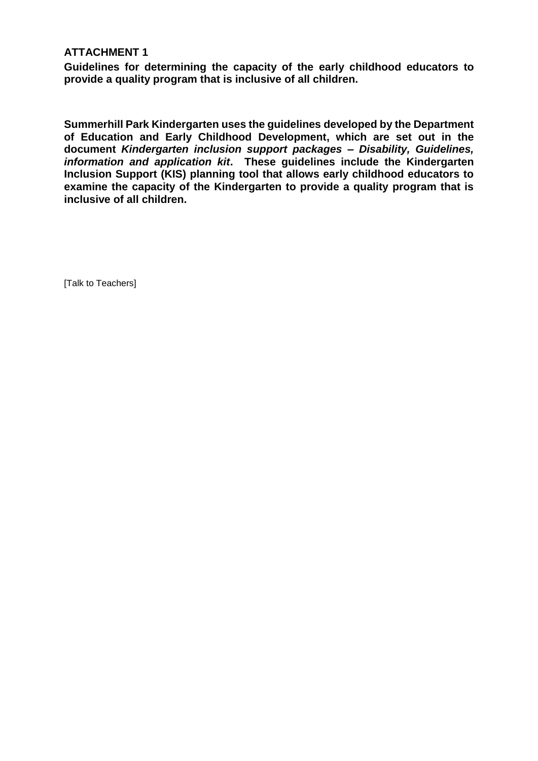**ATTACHMENT 1**

**Guidelines for determining the capacity of the early childhood educators to provide a quality program that is inclusive of all children.**

**Summerhill Park Kindergarten uses the guidelines developed by the Department of Education and Early Childhood Development, which are set out in the document *Kindergarten inclusion support packages – Disability, Guidelines, information and application kit*. These guidelines include the Kindergarten Inclusion Support (KIS) planning tool that allows early childhood educators to examine the capacity of the Kindergarten to provide a quality program that is inclusive of all children.**

[Talk to Teachers]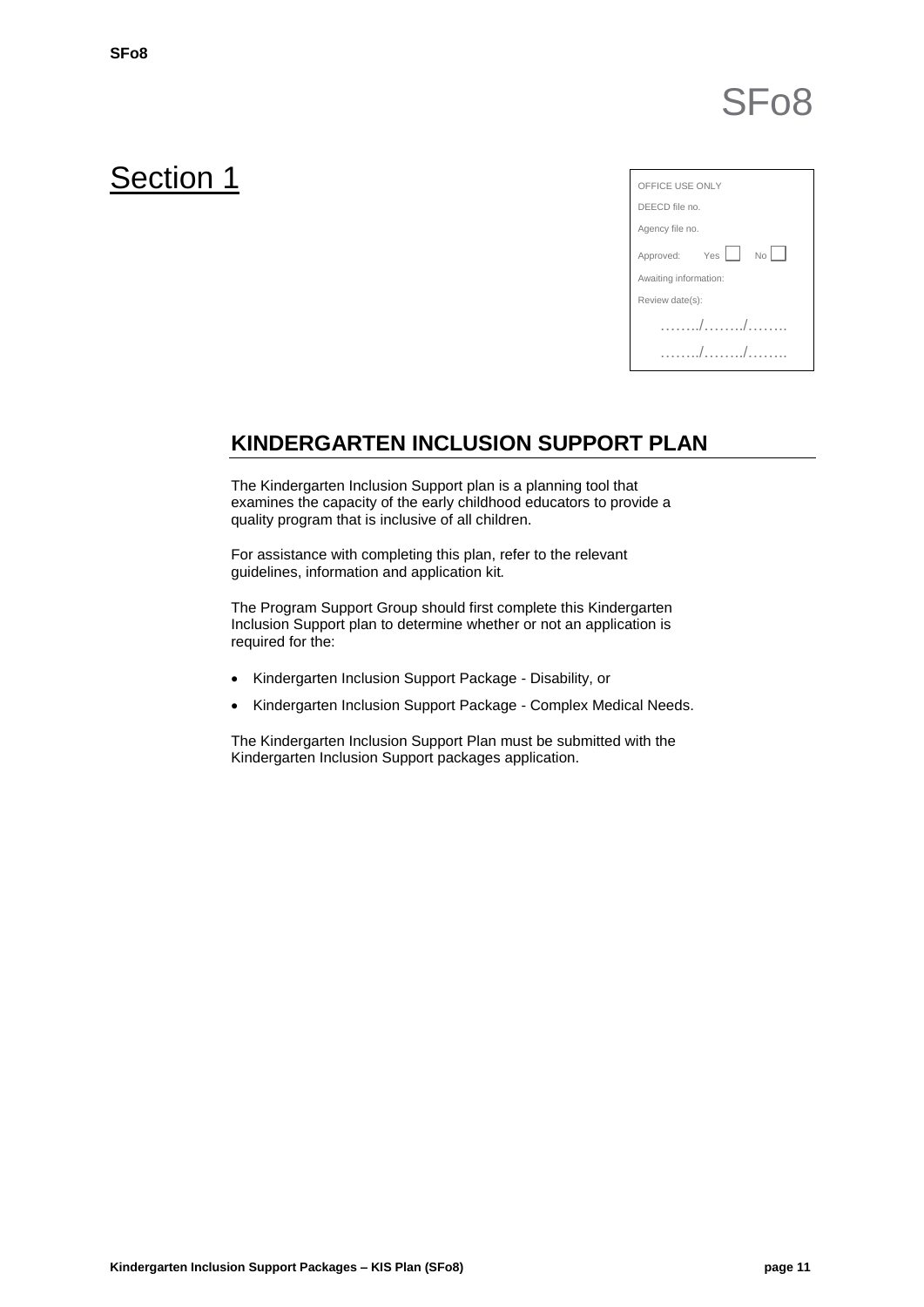# SFo8

## Section 1

| OFFICE USE ONLY |
|---|
| DEECD file no. |
| Agency file no. |
| Approved: Yes ☐ No ☐ |
| Awaiting information: |
| Review date(s): |
| ……../……../…….. |
| ……../……../…….. |

## KINDERGARTEN INCLUSION SUPPORT PLAN

The Kindergarten Inclusion Support plan is a planning tool that examines the capacity of the early childhood educators to provide a quality program that is inclusive of all children.

For assistance with completing this plan, refer to the relevant guidelines, information and application kit.

The Program Support Group should first complete this Kindergarten Inclusion Support plan to determine whether or not an application is required for the:

- Kindergarten Inclusion Support Package - Disability, or
- Kindergarten Inclusion Support Package - Complex Medical Needs.

The Kindergarten Inclusion Support Plan must be submitted with the Kindergarten Inclusion Support packages application.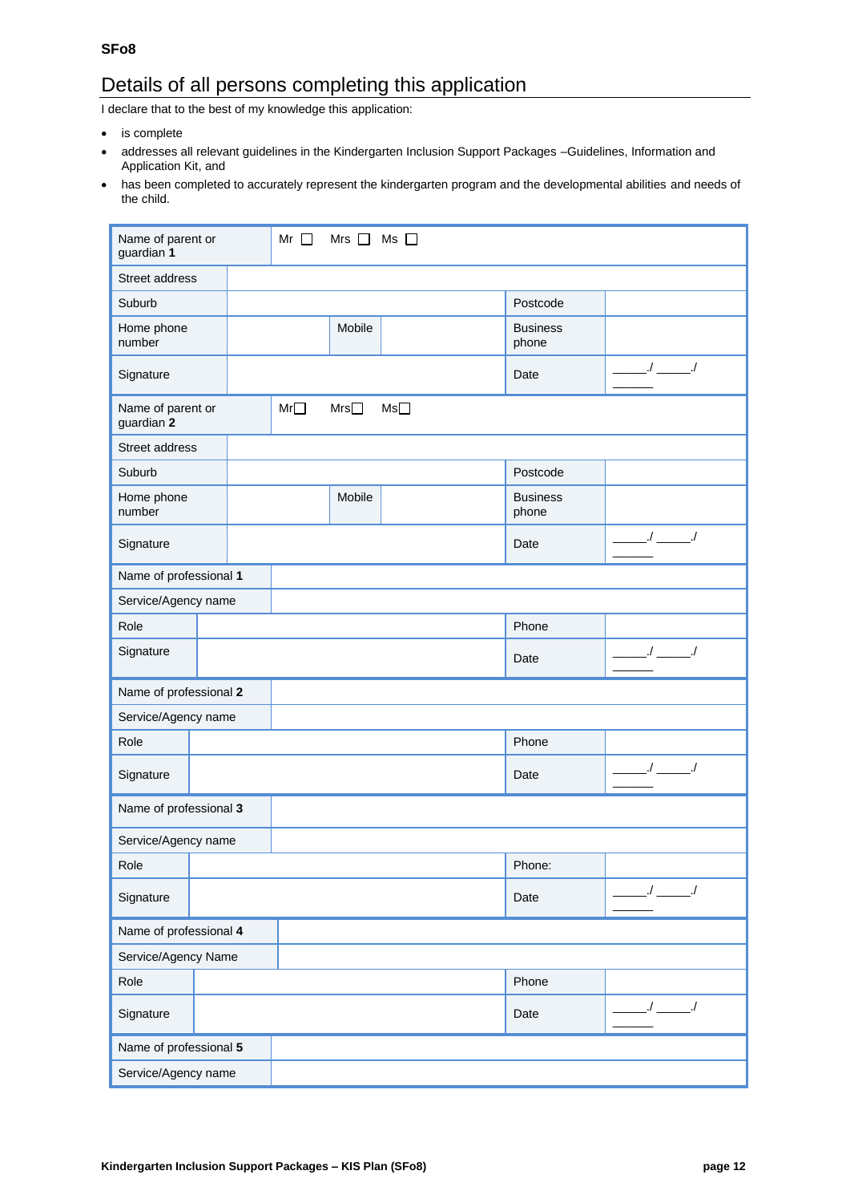SFo8

# Details of all persons completing this application

I declare that to the best of my knowledge this application:

- is complete
- addresses all relevant guidelines in the Kindergarten Inclusion Support Packages –Guidelines, Information and Application Kit, and
- has been completed to accurately represent the kindergarten program and the developmental abilities and needs of the child.

| | | | | | |
|---|---|---|---|---|---|
| Name of parent or guardian **1** | Mr ☐ Mrs ☐ Ms ☐ | | | | |
| Street address | | | | | |
| Suburb | | | | Postcode | |
| Home phone number | | Mobile | | Business phone | |
| Signature | | | | Date | ____/ ____/ ____ |
| Name of parent or guardian **2** | Mr☐ Mrs☐ Ms☐ | | | | |
| Street address | | | | | |
| Suburb | | | | Postcode | |
| Home phone number | | Mobile | | Business phone | |
| Signature | | | | Date | ____/ ____/ ____ |
| Name of professional **1** | | | | | |
| Service/Agency name | | | | | |
| Role | | | | Phone | |
| Signature | | | | Date | ____/ ____/ ____ |
| Name of professional **2** | | | | | |
| Service/Agency name | | | | | |
| Role | | | | Phone | |
| Signature | | | | Date | ____/ ____/ ____ |
| Name of professional **3** | | | | | |
| Service/Agency name | | | | | |
| Role | | | | Phone: | |
| Signature | | | | Date | ____/ ____/ ____ |
| Name of professional **4** | | | | | |
| Service/Agency Name | | | | | |
| Role | | | | Phone | |
| Signature | | | | Date | ____/ ____/ ____ |
| Name of professional **5** | | | | | |
| Service/Agency name | | | | | |

Kindergarten Inclusion Support Packages – KIS Plan (SF08)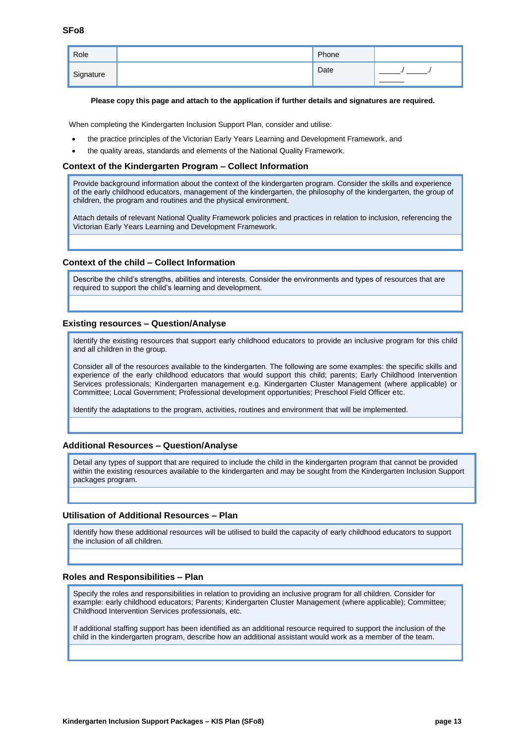SFo8

| Role | | Phone | |
|---|---|---|---|
| Signature | | Date | _____./ _____./ ______ |

**Please copy this page and attach to the application if further details and signatures are required.**

When completing the Kindergarten Inclusion Support Plan, consider and utilise:

- the practice principles of the Victorian Early Years Learning and Development Framework, and
- the quality areas, standards and elements of the National Quality Framework.

### Context of the Kindergarten Program – Collect Information

| Provide background information about the context of the kindergarten program. Consider the skills and experience of the early childhood educators, management of the kindergarten, the philosophy of the kindergarten, the group of children, the program and routines and the physical environment.<br><br>Attach details of relevant National Quality Framework policies and practices in relation to inclusion, referencing the Victorian Early Years Learning and Development Framework. |
|---|
| |

### Context of the child – Collect Information

| Describe the child's strengths, abilities and interests. Consider the environments and types of resources that are required to support the child's learning and development. |
|---|
| |

### Existing resources – Question/Analyse

| Identify the existing resources that support early childhood educators to provide an inclusive program for this child and all children in the group.<br><br>Consider all of the resources available to the kindergarten. The following are some examples: the specific skills and experience of the early childhood educators that would support this child; parents; Early Childhood Intervention Services professionals; Kindergarten management e.g. Kindergarten Cluster Management (where applicable) or Committee; Local Government; Professional development opportunities; Preschool Field Officer etc.<br><br>Identify the adaptations to the program, activities, routines and environment that will be implemented. |
|---|
| |

### Additional Resources – Question/Analyse

| Detail any types of support that are required to include the child in the kindergarten program that cannot be provided within the existing resources available to the kindergarten and may be sought from the Kindergarten Inclusion Support packages program. |
|---|
| |

### Utilisation of Additional Resources – Plan

| Identify how these additional resources will be utilised to build the capacity of early childhood educators to support the inclusion of all children. |
|---|
| |

### Roles and Responsibilities – Plan

| Specify the roles and responsibilities in relation to providing an inclusive program for all children. Consider for example: early childhood educators; Parents; Kindergarten Cluster Management (where applicable); Committee; Childhood Intervention Services professionals, etc.<br><br>If additional staffing support has been identified as an additional resource required to support the inclusion of the child in the kindergarten program, describe how an additional assistant would work as a member of the team. |
|---|
| |